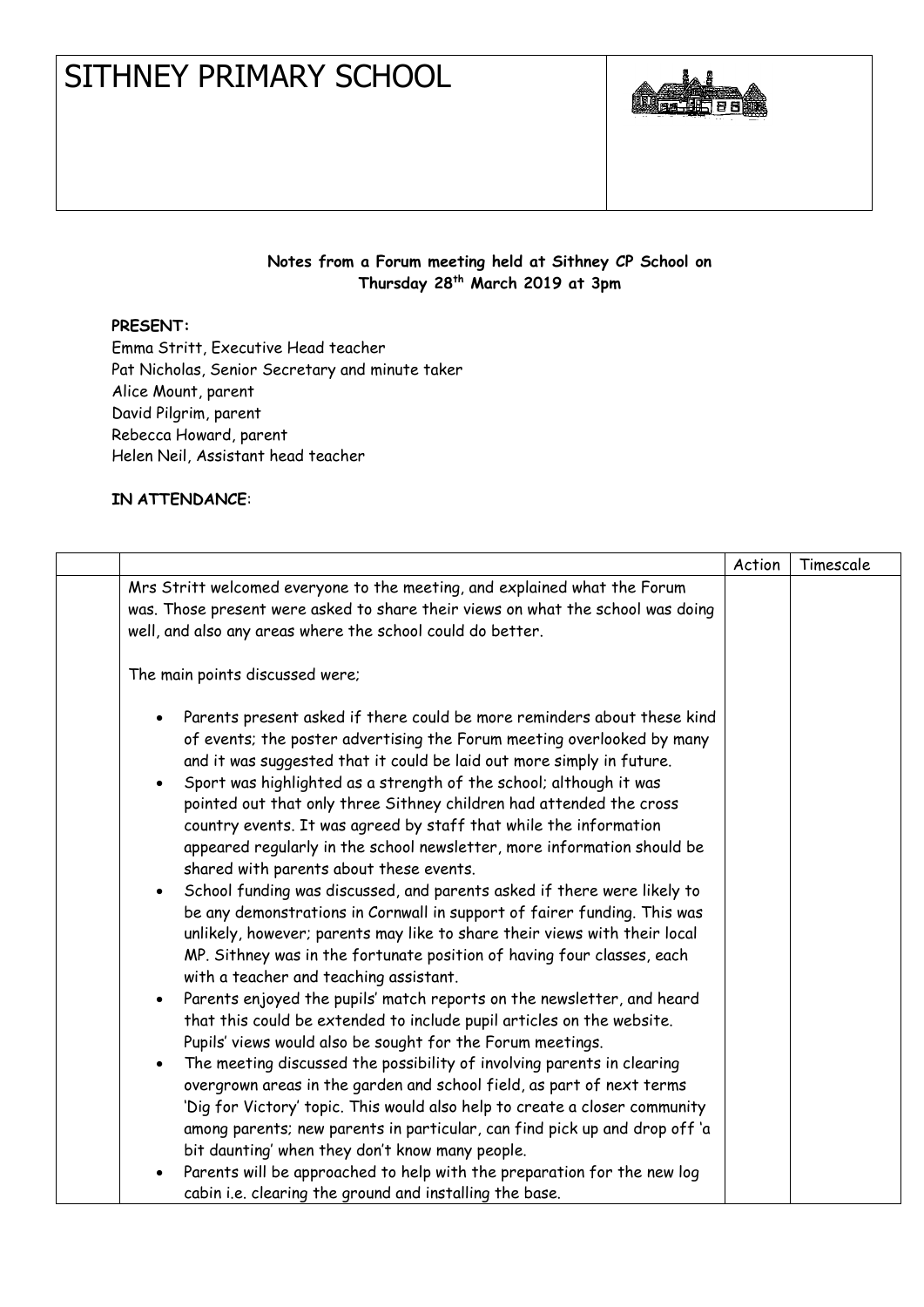# SITHNEY PRIMARY SCHOOL

**Notes from a Forum meeting held at Sithney CP School on Thursday 28th March 2019 at 3pm**

**PRESENT:**
Emma Stritt, Executive Head teacher
Pat Nicholas, Senior Secretary and minute taker
Alice Mount, parent
David Pilgrim, parent
Rebecca Howard, parent
Helen Neil, Assistant head teacher

**IN ATTENDANCE**:

| | | Action | Timescale |
|---|---|---|---|
| | Mrs Stritt welcomed everyone to the meeting, and explained what the Forum was. Those present were asked to share their views on what the school was doing well, and also any areas where the school could do better.<br><br>The main points discussed were;<br><br>• Parents present asked if there could be more reminders about these kind of events; the poster advertising the Forum meeting overlooked by many and it was suggested that it could be laid out more simply in future.<br>• Sport was highlighted as a strength of the school; although it was pointed out that only three Sithney children had attended the cross country events. It was agreed by staff that while the information appeared regularly in the school newsletter, more information should be shared with parents about these events.<br>• School funding was discussed, and parents asked if there were likely to be any demonstrations in Cornwall in support of fairer funding. This was unlikely, however; parents may like to share their views with their local MP. Sithney was in the fortunate position of having four classes, each with a teacher and teaching assistant.<br>• Parents enjoyed the pupils' match reports on the newsletter, and heard that this could be extended to include pupil articles on the website. Pupils' views would also be sought for the Forum meetings.<br>• The meeting discussed the possibility of involving parents in clearing overgrown areas in the garden and school field, as part of next terms 'Dig for Victory' topic. This would also help to create a closer community among parents; new parents in particular, can find pick up and drop off 'a bit daunting' when they don't know many people.<br>• Parents will be approached to help with the preparation for the new log cabin i.e. clearing the ground and installing the base. | | |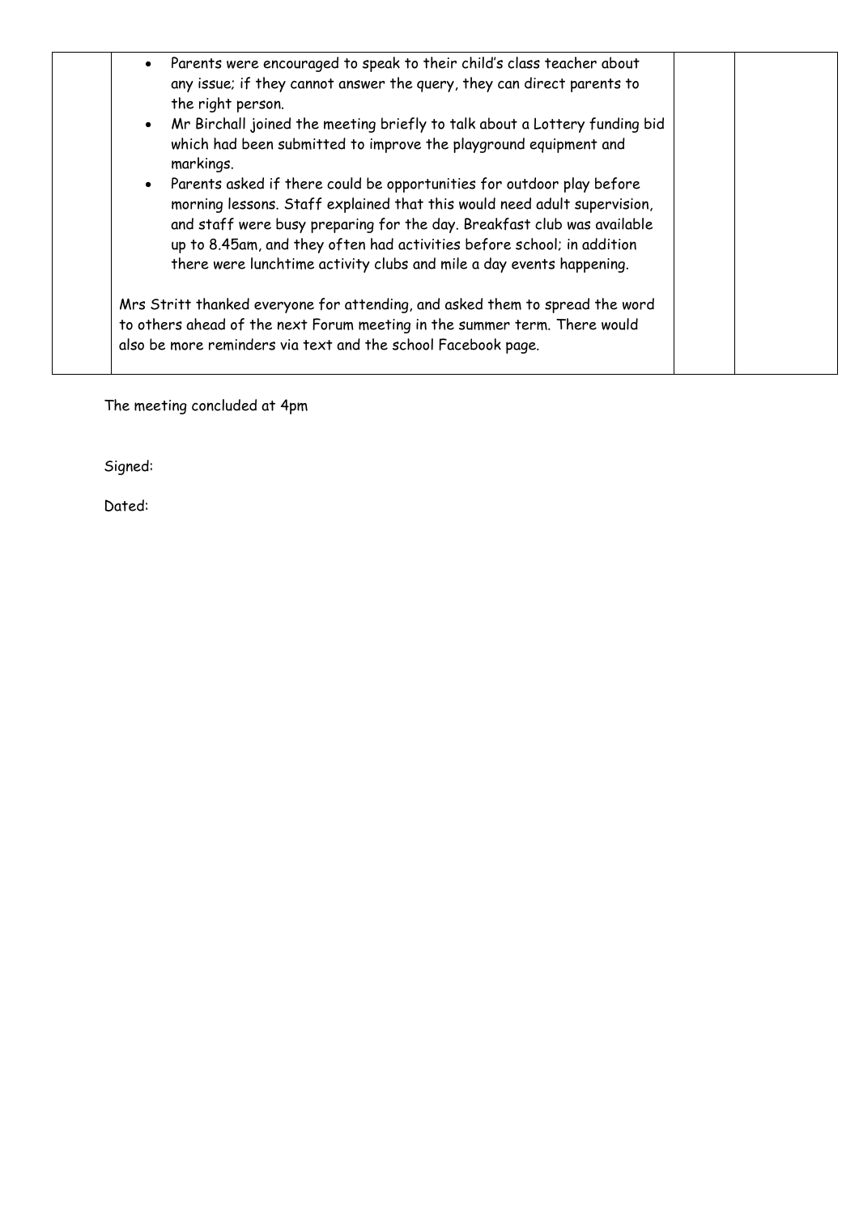| | | | |
|---|---|---|---|
| | • Parents were encouraged to speak to their child's class teacher about any issue; if they cannot answer the query, they can direct parents to the right person.<br>• Mr Birchall joined the meeting briefly to talk about a Lottery funding bid which had been submitted to improve the playground equipment and markings.<br>• Parents asked if there could be opportunities for outdoor play before morning lessons. Staff explained that this would need adult supervision, and staff were busy preparing for the day. Breakfast club was available up to 8.45am, and they often had activities before school; in addition there were lunchtime activity clubs and mile a day events happening.<br><br>Mrs Stritt thanked everyone for attending, and asked them to spread the word to others ahead of the next Forum meeting in the summer term. There would also be more reminders via text and the school Facebook page. | | |

The meeting concluded at 4pm

Signed:

Dated: